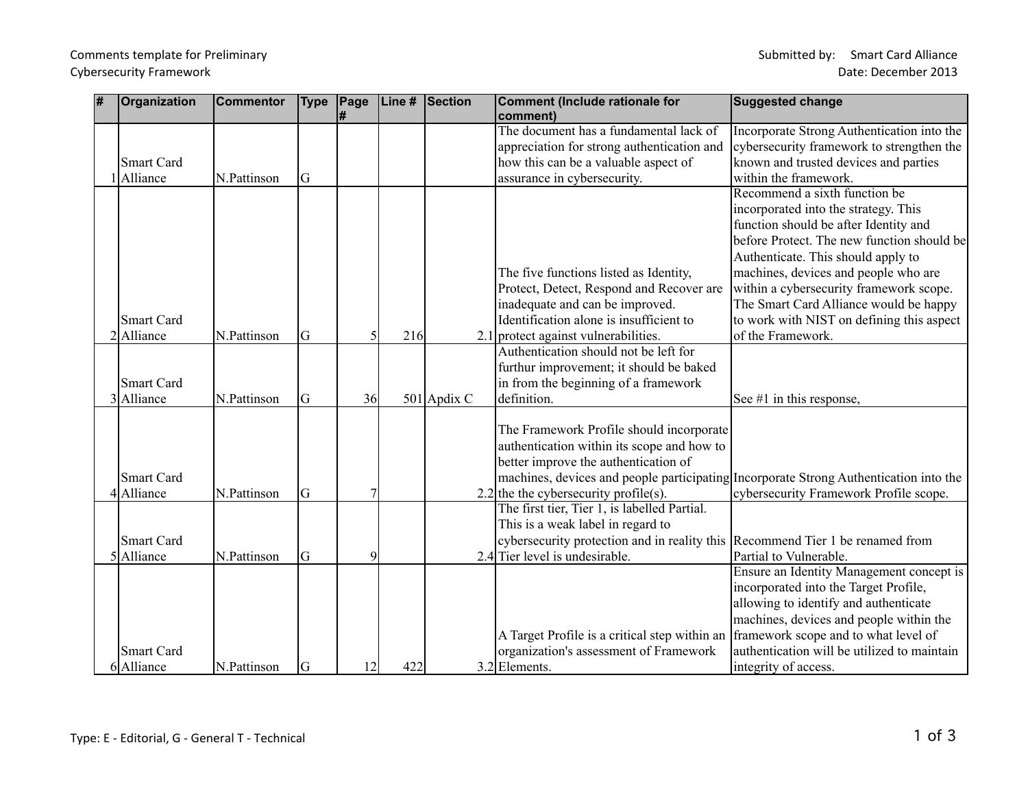Comments template for Preliminary Cybersecurity Framework

Submitted by: Smart Card Alliance
Date: December 2013

| # | Organization | Commentor | Type | Page # | Line # | Section | Comment (Include rationale for comment) | Suggested change |
|---|---|---|---|---|---|---|---|---|
| 1 | Smart Card Alliance | N.Pattinson | G | | | | The document has a fundamental lack of appreciation for strong authentication and how this can be a valuable aspect of assurance in cybersecurity. | Incorporate Strong Authentication into the cybersecurity framework to strengthen the known and trusted devices and parties within the framework. |
| 2 | Smart Card Alliance | N.Pattinson | G | 5 | 216 | 2.1 | The five functions listed as Identity, Protect, Detect, Respond and Recover are inadequate and can be improved. Identification alone is insufficient to protect against vulnerabilities. | Recommend a sixth function be incorporated into the strategy. This function should be after Identity and before Protect. The new function should be Authenticate. This should apply to machines, devices and people who are within a cybersecurity framework scope. The Smart Card Alliance would be happy to work with NIST on defining this aspect of the Framework. |
| 3 | Smart Card Alliance | N.Pattinson | G | 36 | 501 | Apdix C | Authentication should not be left for furthur improvement; it should be baked in from the beginning of a framework definition. | See #1 in this response, |
| 4 | Smart Card Alliance | N.Pattinson | G | 7 | | 2.2 | The Framework Profile should incorporate authentication within its scope and how to better improve the authentication of machines, devices and people participating the the cybersecurity profile(s). | Incorporate Strong Authentication into the cybersecurity Framework Profile scope. |
| 5 | Smart Card Alliance | N.Pattinson | G | 9 | | 2.4 | The first tier, Tier 1, is labelled Partial. This is a weak label in regard to cybersecurity protection and in reality this Tier level is undesirable. | Recommend Tier 1 be renamed from Partial to Vulnerable. |
| 6 | Smart Card Alliance | N.Pattinson | G | 12 | 422 | 3.2 | A Target Profile is a critical step within an organization's assessment of Framework Elements. | Ensure an Identity Management concept is incorporated into the Target Profile, allowing to identify and authenticate machines, devices and people within the framework scope and to what level of authentication will be utilized to maintain integrity of access. |

Type: E - Editorial, G - General T - Technical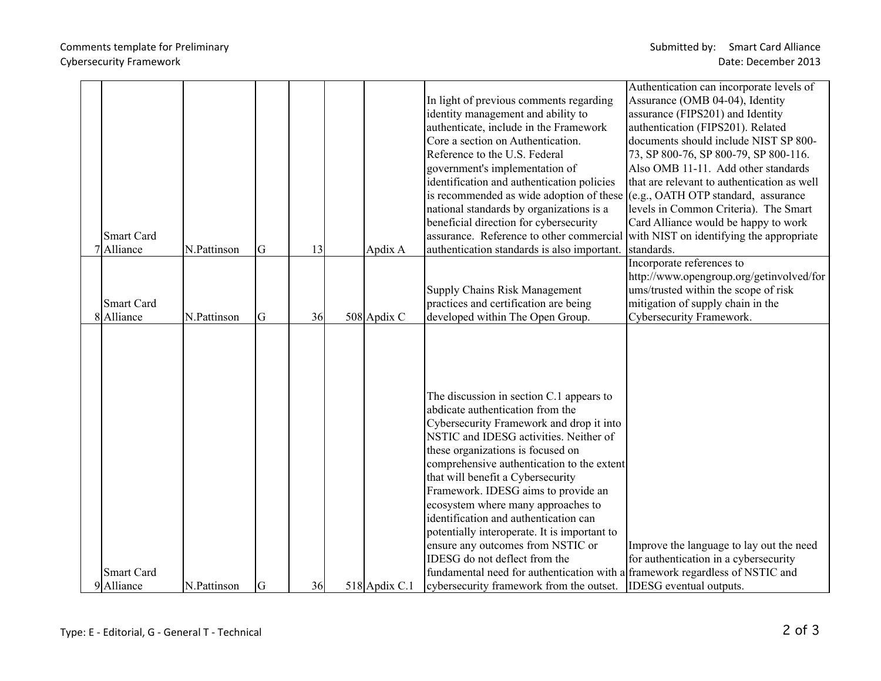| | | | | | | | | |
|---|---|---|---|---|---|---|---|---|
| 7 | Smart Card Alliance | N.Pattinson | G | 13 | | Apdix A | In light of previous comments regarding identity management and ability to authenticate, include in the Framework Core a section on Authentication. Reference to the U.S. Federal government's implementation of identification and authentication policies is recommended as wide adoption of these national standards by organizations is a beneficial direction for cybersecurity assurance. Reference to other commercial authentication standards is also important. | Authentication can incorporate levels of Assurance (OMB 04-04), Identity assurance (FIPS201) and Identity authentication (FIPS201). Related documents should include NIST SP 800-73, SP 800-76, SP 800-79, SP 800-116. Also OMB 11-11. Add other standards that are relevant to authentication as well (e.g., OATH OTP standard, assurance levels in Common Criteria). The Smart Card Alliance would be happy to work with NIST on identifying the appropriate standards. |
| 8 | Smart Card Alliance | N.Pattinson | G | 36 | 508 | Apdix C | Supply Chains Risk Management practices and certification are being developed within The Open Group. | Incorporate references to http://www.opengroup.org/getinvolved/forums/trusted within the scope of risk mitigation of supply chain in the Cybersecurity Framework. |
| 9 | Smart Card Alliance | N.Pattinson | G | 36 | 518 | Apdix C.1 | The discussion in section C.1 appears to abdicate authentication from the Cybersecurity Framework and drop it into NSTIC and IDESG activities. Neither of these organizations is focused on comprehensive authentication to the extent that will benefit a Cybersecurity Framework. IDESG aims to provide an ecosystem where many approaches to identification and authentication can potentially interoperate. It is important to ensure any outcomes from NSTIC or IDESG do not deflect from the fundamental need for authentication with a cybersecurity framework from the outset. | Improve the language to lay out the need for authentication in a cybersecurity framework regardless of NSTIC and IDESG eventual outputs. |

Type: E - Editorial, G - General T - Technical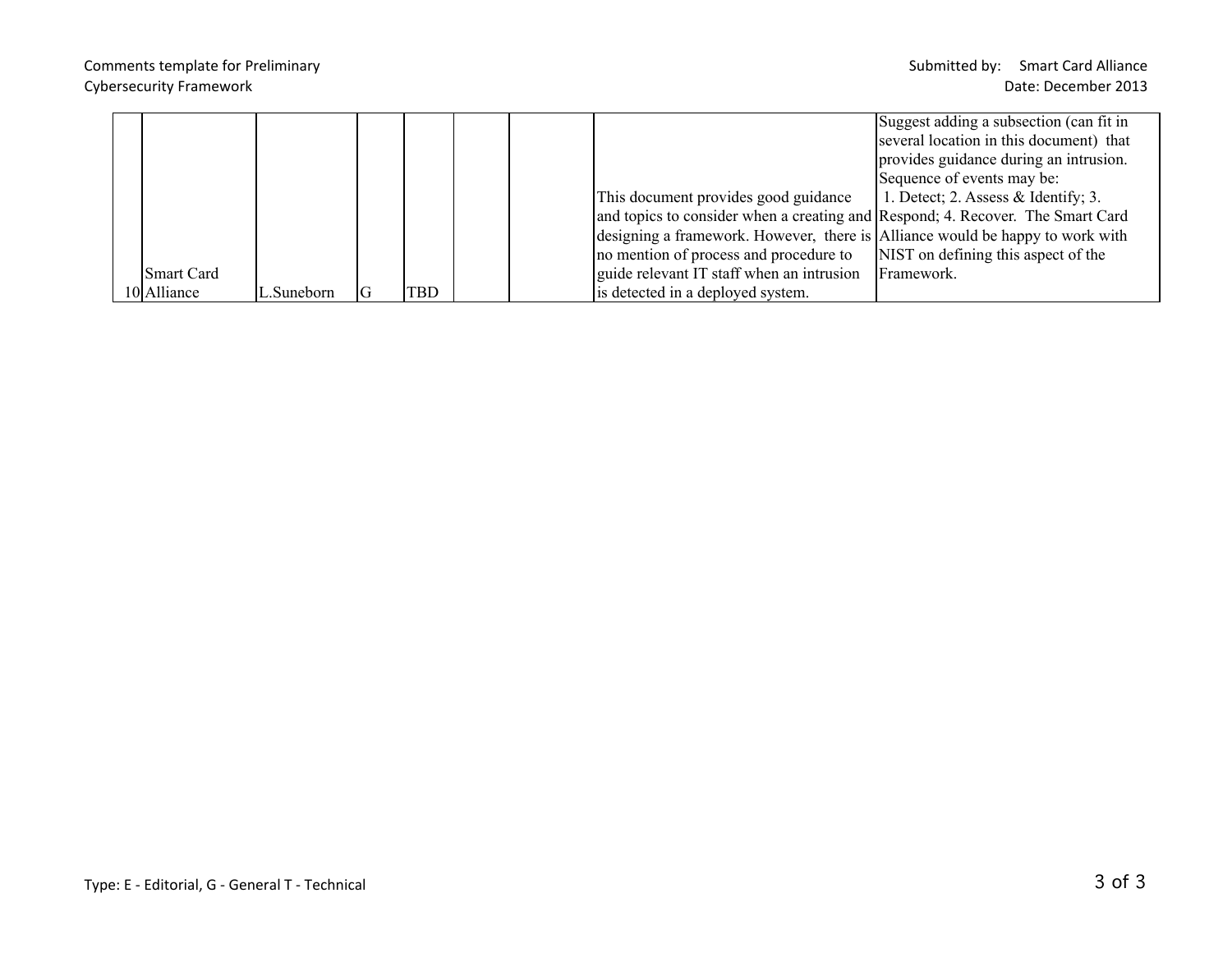| | | | | | | | | |
|---|---|---|---|---|---|---|---|---|
| 10 | Smart Card Alliance | L.Suneborn | G | TBD | | | This document provides good guidance and topics to consider when a creating and designing a framework. However, there is no mention of process and procedure to guide relevant IT staff when an intrusion is detected in a deployed system. | Suggest adding a subsection (can fit in several location in this document) that provides guidance during an intrusion. Sequence of events may be: 1. Detect; 2. Assess & Identify; 3. Respond; 4. Recover. The Smart Card Alliance would be happy to work with NIST on defining this aspect of the Framework. |